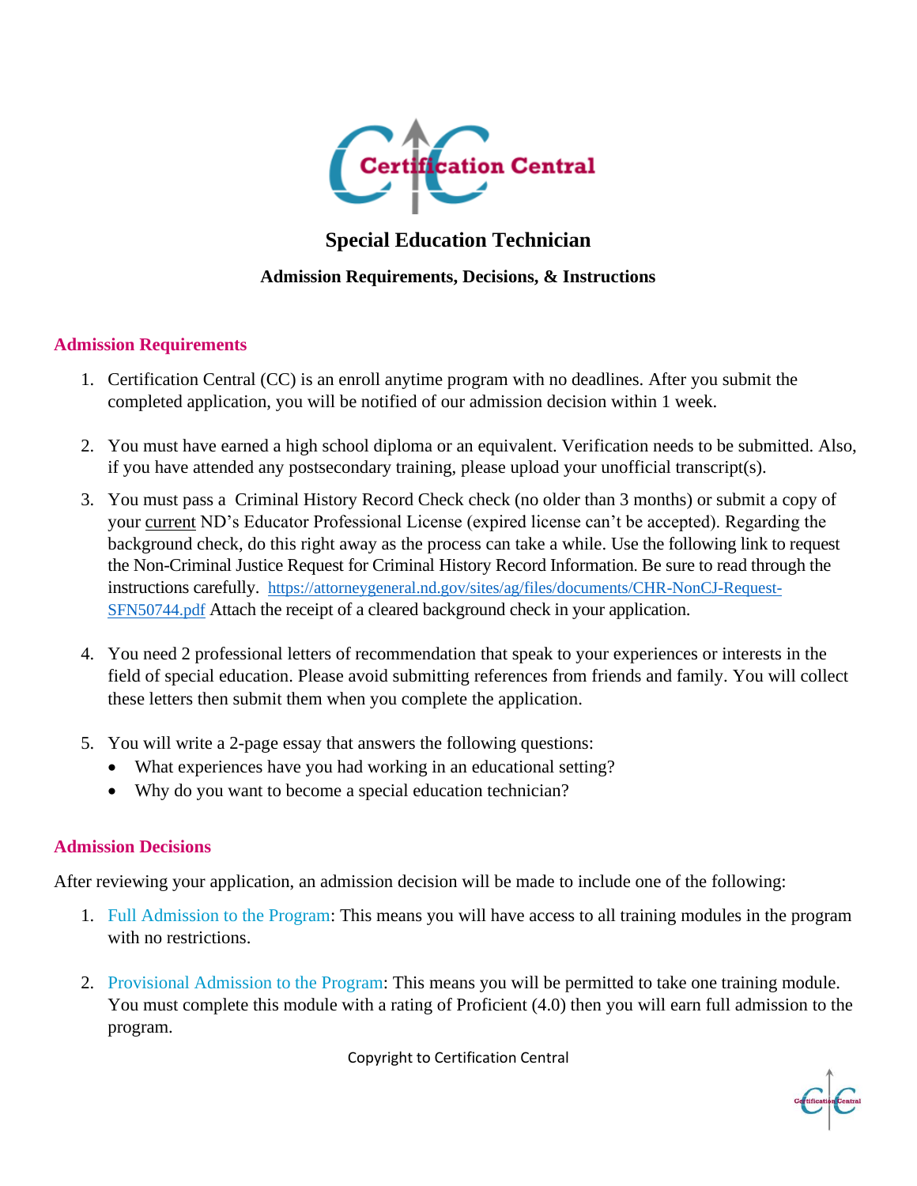# Special Education Technician

## Admission Requirements, Decisions, & Instructions

### Admission Requirements

1. Certification Central (CC) is an enroll anytime program with no deadlines. After you submit the completed application, you will be notified of our admission decision within 1 week.

2. You must have earned a high school diploma or an equivalent. Verification needs to be submitted. Also, if you have attended any postsecondary training, please upload your unofficial transcript(s).

3. You must pass a Criminal History Record Check check (no older than 3 months) or submit a copy of your current ND's Educator Professional License (expired license can't be accepted). Regarding the background check, do this right away as the process can take a while. Use the following link to request the Non-Criminal Justice Request for Criminal History Record Information. Be sure to read through the instructions carefully. https://attorneygeneral.nd.gov/sites/ag/files/documents/CHR-NonCJ-Request-SFN50744.pdf Attach the receipt of a cleared background check in your application.

4. You need 2 professional letters of recommendation that speak to your experiences or interests in the field of special education. Please avoid submitting references from friends and family. You will collect these letters then submit them when you complete the application.

5. You will write a 2-page essay that answers the following questions:
   - What experiences have you had working in an educational setting?
   - Why do you want to become a special education technician?

### Admission Decisions

After reviewing your application, an admission decision will be made to include one of the following:

1. Full Admission to the Program: This means you will have access to all training modules in the program with no restrictions.

2. Provisional Admission to the Program: This means you will be permitted to take one training module. You must complete this module with a rating of Proficient (4.0) then you will earn full admission to the program.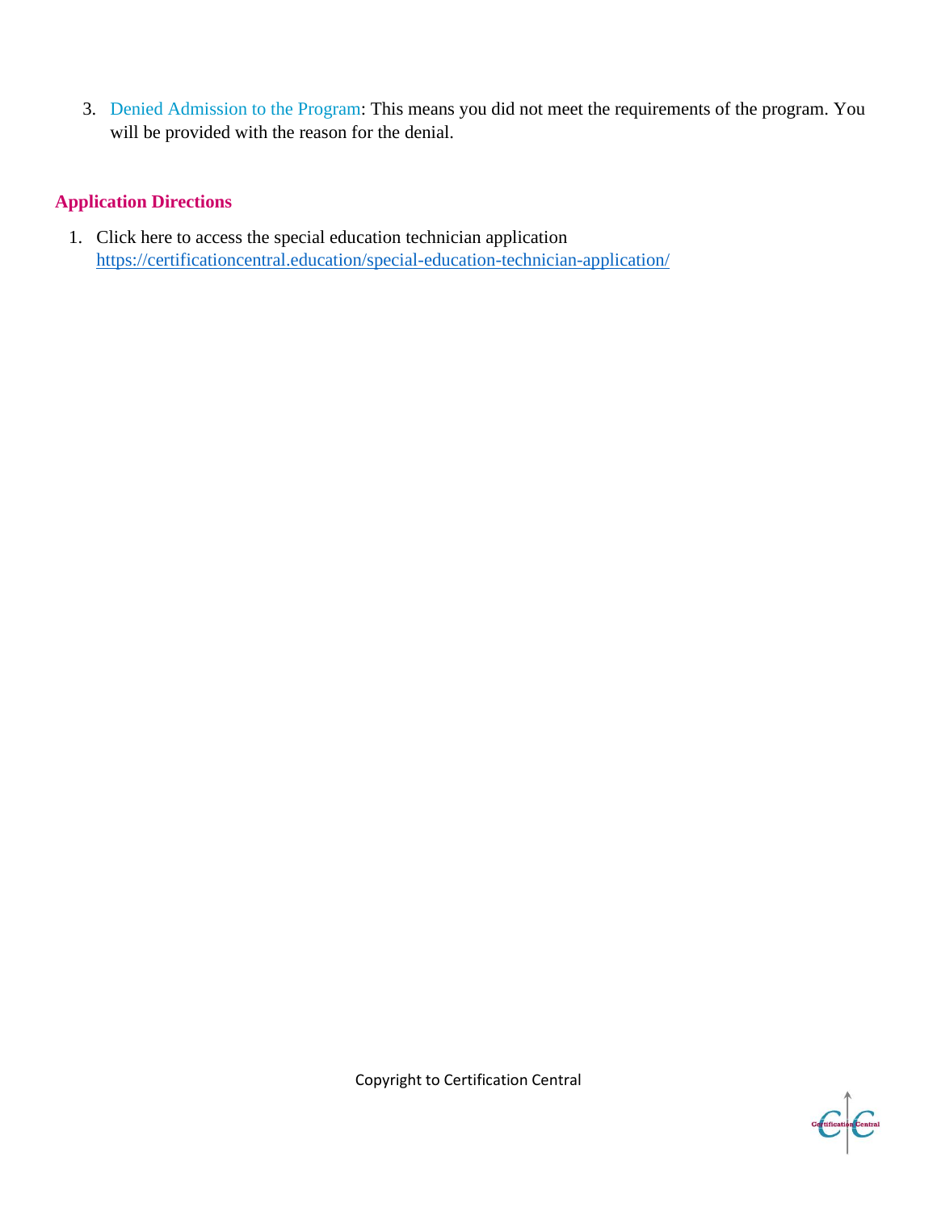3. Denied Admission to the Program: This means you did not meet the requirements of the program. You will be provided with the reason for the denial.

## Application Directions

1. Click here to access the special education technician application https://certificationcentral.education/special-education-technician-application/